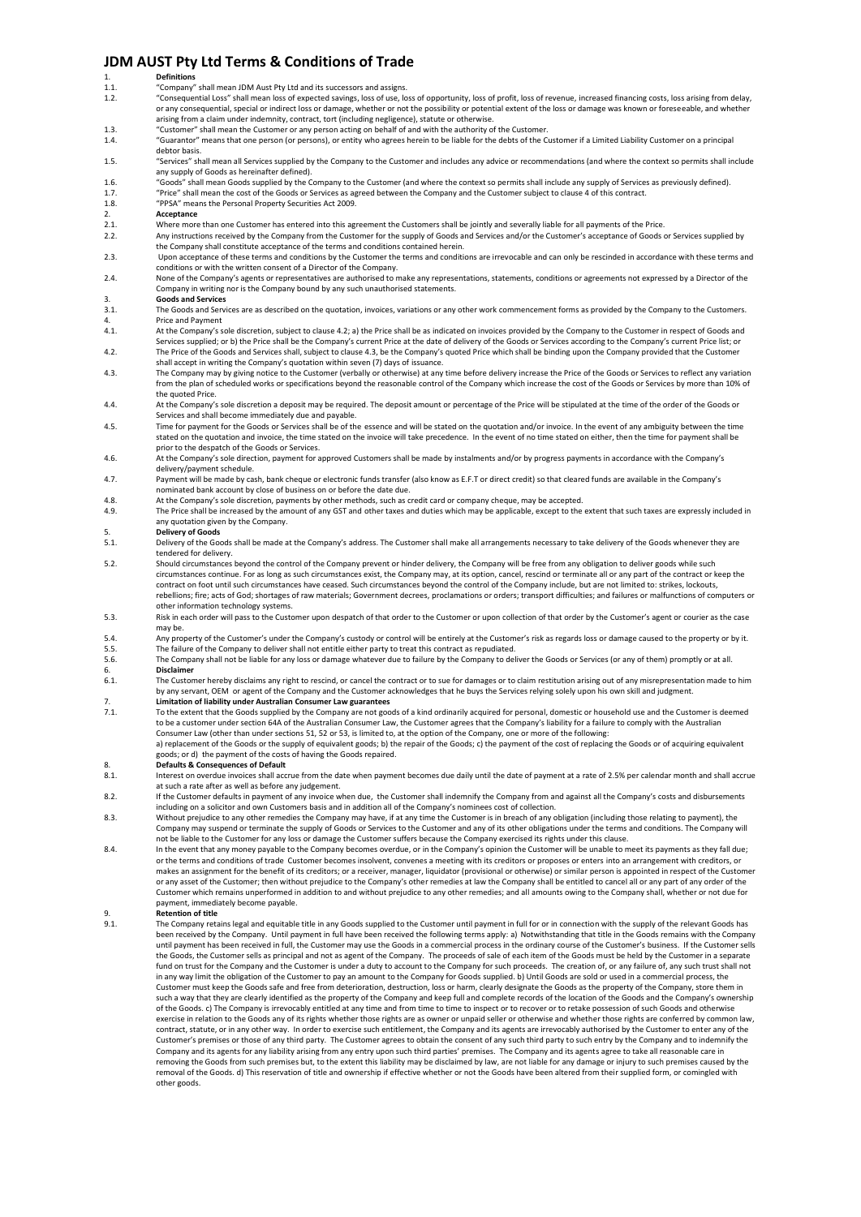# JDM AUST Pty Ltd Terms & Conditions of Trade

**1. Definitions**

1.1. "Company" shall mean JDM Aust Pty Ltd and its successors and assigns.

1.2. "Consequential Loss" shall mean loss of expected savings, loss of use, loss of opportunity, loss of profit, loss of revenue, increased financing costs, loss arising from delay, or any consequential, special or indirect loss or damage, whether or not the possibility or potential extent of the loss or damage was known or foreseeable, and whether arising from a claim under indemnity, contract, tort (including negligence), statute or otherwise.

1.3. "Customer" shall mean the Customer or any person acting on behalf of and with the authority of the Customer.

1.4. "Guarantor" means that one person (or persons), or entity who agrees herein to be liable for the debts of the Customer if a Limited Liability Customer on a principal debtor basis.

1.5. "Services" shall mean all Services supplied by the Company to the Customer and includes any advice or recommendations (and where the context so permits shall include any supply of Goods as hereinafter defined).

1.6. "Goods" shall mean Goods supplied by the Company to the Customer (and where the context so permits shall include any supply of Services as previously defined).

1.7. "Price" shall mean the cost of the Goods or Services as agreed between the Company and the Customer subject to clause 4 of this contract.

1.8. "PPSA" means the Personal Property Securities Act 2009.

**2. Acceptance**

2.1. Where more than one Customer has entered into this agreement the Customers shall be jointly and severally liable for all payments of the Price.

2.2. Any instructions received by the Company from the Customer for the supply of Goods and Services and/or the Customer's acceptance of Goods or Services supplied by the Company shall constitute acceptance of the terms and conditions contained herein.

2.3. Upon acceptance of these terms and conditions by the Customer the terms and conditions are irrevocable and can only be rescinded in accordance with these terms and conditions or with the written consent of a Director of the Company.

2.4. None of the Company's agents or representatives are authorised to make any representations, statements, conditions or agreements not expressed by a Director of the Company in writing nor is the Company bound by any such unauthorised statements.

**3. Goods and Services**

3.1. The Goods and Services are as described on the quotation, invoices, variations or any other work commencement forms as provided by the Company to the Customers.

4. Price and Payment

4.1. At the Company's sole discretion, subject to clause 4.2; a) the Price shall be as indicated on invoices provided by the Company to the Customer in respect of Goods and Services supplied; or b) the Price shall be the Company's current Price at the date of delivery of the Goods or Services according to the Company's current Price list; or

4.2. The Price of the Goods and Services shall, subject to clause 4.3, be the Company's quoted Price which shall be binding upon the Company provided that the Customer shall accept in writing the Company's quotation within seven (7) days of issuance.

4.3. The Company may by giving notice to the Customer (verbally or otherwise) at any time before delivery increase the Price of the Goods or Services to reflect any variation from the plan of scheduled works or specifications beyond the reasonable control of the Company which increase the cost of the Goods or Services by more than 10% of the quoted Price.

4.4. At the Company's sole discretion a deposit may be required. The deposit amount or percentage of the Price will be stipulated at the time of the order of the Goods or Services and shall become immediately due and payable.

4.5. Time for payment for the Goods or Services shall be of the essence and will be stated on the quotation and/or invoice. In the event of any ambiguity between the time stated on the quotation and invoice, the time stated on the invoice will take precedence. In the event of no time stated on either, then the time for payment shall be prior to the despatch of the Goods or Services.

4.6. At the Company's sole direction, payment for approved Customers shall be made by instalments and/or by progress payments in accordance with the Company's delivery/payment schedule.

4.7. Payment will be made by cash, bank cheque or electronic funds transfer (also know as E.F.T or direct credit) so that cleared funds are available in the Company's nominated bank account by close of business on or before the date due.

4.8. At the Company's sole discretion, payments by other methods, such as credit card or company cheque, may be accepted.

4.9. The Price shall be increased by the amount of any GST and other taxes and duties which may be applicable, except to the extent that such taxes are expressly included in any quotation given by the Company.

**5. Delivery of Goods**

5.1. Delivery of the Goods shall be made at the Company's address. The Customer shall make all arrangements necessary to take delivery of the Goods whenever they are tendered for delivery.

5.2. Should circumstances beyond the control of the Company prevent or hinder delivery, the Company will be free from any obligation to deliver goods while such circumstances continue. For as long as such circumstances exist, the Company may, at its option, cancel, rescind or terminate all or any part of the contract or keep the contract on foot until such circumstances have ceased. Such circumstances beyond the control of the Company include, but are not limited to: strikes, lockouts, rebellions; fire; acts of God; shortages of raw materials; Government decrees, proclamations or orders; transport difficulties; and failures or malfunctions of computers or other information technology systems.

5.3. Risk in each order will pass to the Customer upon despatch of that order to the Customer or upon collection of that order by the Customer's agent or courier as the case may be.

5.4. Any property of the Customer's under the Company's custody or control will be entirely at the Customer's risk as regards loss or damage caused to the property or by it.

5.5. The failure of the Company to deliver shall not entitle either party to treat this contract as repudiated.

5.6. The Company shall not be liable for any loss or damage whatever due to failure by the Company to deliver the Goods or Services (or any of them) promptly or at all.

**6. Disclaimer**

6.1. The Customer hereby disclaims any right to rescind, or cancel the contract or to sue for damages or to claim restitution arising out of any misrepresentation made to him by any servant, OEM or agent of the Company and the Customer acknowledges that he buys the Services relying solely upon his own skill and judgment.

**7. Limitation of liability under Australian Consumer Law guarantees**

7.1. To the extent that the Goods supplied by the Company are not goods of a kind ordinarily acquired for personal, domestic or household use and the Customer is deemed to be a customer under section 64A of the Australian Consumer Law, the Customer agrees that the Company's liability for a failure to comply with the Australian Consumer Law (other than under sections 51, 52 or 53, is limited to, at the option of the Company, one or more of the following:
a) replacement of the Goods or the supply of equivalent goods; b) the repair of the Goods; c) the payment of the cost of replacing the Goods or of acquiring equivalent goods; or d) the payment of the costs of having the Goods repaired.

**8. Defaults & Consequences of Default**

8.1. Interest on overdue invoices shall accrue from the date when payment becomes due daily until the date of payment at a rate of 2.5% per calendar month and shall accrue at such a rate after as well as before any judgement.

8.2. If the Customer defaults in payment of any invoice when due, the Customer shall indemnify the Company from and against all the Company's costs and disbursements including on a solicitor and own Customers basis and in addition all of the Company's nominees cost of collection.

8.3. Without prejudice to any other remedies the Company may have, if at any time the Customer is in breach of any obligation (including those relating to payment), the Company may suspend or terminate the supply of Goods or Services to the Customer and any of its other obligations under the terms and conditions. The Company will not be liable to the Customer for any loss or damage the Customer suffers because the Company exercised its rights under this clause.

8.4. In the event that any money payable to the Company becomes overdue, or in the Company's opinion the Customer will be unable to meet its payments as they fall due; or the terms and conditions of trade Customer becomes insolvent, convenes a meeting with its creditors or proposes or enters into an arrangement with creditors, or makes an assignment for the benefit of its creditors; or a receiver, manager, liquidator (provisional or otherwise) or similar person is appointed in respect of the Customer or any asset of the Customer; then without prejudice to the Company's other remedies at law the Company shall be entitled to cancel all or any part of any order of the Customer which remains unperformed in addition to and without prejudice to any other remedies; and all amounts owing to the Company shall, whether or not due for payment, immediately become payable.

**9. Retention of title**

9.1. The Company retains legal and equitable title in any Goods supplied to the Customer until payment in full for or in connection with the supply of the relevant Goods has been received by the Company. Until payment in full have been received the following terms apply: a) Notwithstanding that title in the Goods remains with the Company until payment has been received in full, the Customer may use the Goods in a commercial process in the ordinary course of the Customer's business. If the Customer sells the Goods, the Customer sells as principal and not as agent of the Company. The proceeds of sale of each item of the Goods must be held by the Customer in a separate fund on trust for the Company and the Customer is under a duty to account to the Company for such proceeds. The creation of, or any failure of, any such trust shall not in any way limit the obligation of the Customer to pay an amount to the Company for Goods supplied. b) Until Goods are sold or used in a commercial process, the Customer must keep the Goods safe and free from deterioration, destruction, loss or harm, clearly designate the Goods as the property of the Company, store them in such a way that they are clearly identified as the property of the Company and keep full and complete records of the location of the Goods and the Company's ownership of the Goods. c) The Company is irrevocably entitled at any time and from time to time to inspect or to recover or to retake possession of such Goods and otherwise exercise in relation to the Goods any of its rights whether those rights are as owner or unpaid seller or otherwise and whether those rights are conferred by common law, contract, statute, or in any other way. In order to exercise such entitlement, the Company and its agents are irrevocably authorised by the Customer to enter any of the Customer's premises or those of any third party. The Customer agrees to obtain the consent of any such third party to such entry by the Company and to indemnify the Company and its agents for any liability arising from any entry upon such third parties' premises. The Company and its agents agree to take all reasonable care in removing the Goods from such premises but, to the extent this liability may be disclaimed by law, are not liable for any damage or injury to such premises caused by the removal of the Goods. d) This reservation of title and ownership if effective whether or not the Goods have been altered from their supplied form, or comingled with other goods.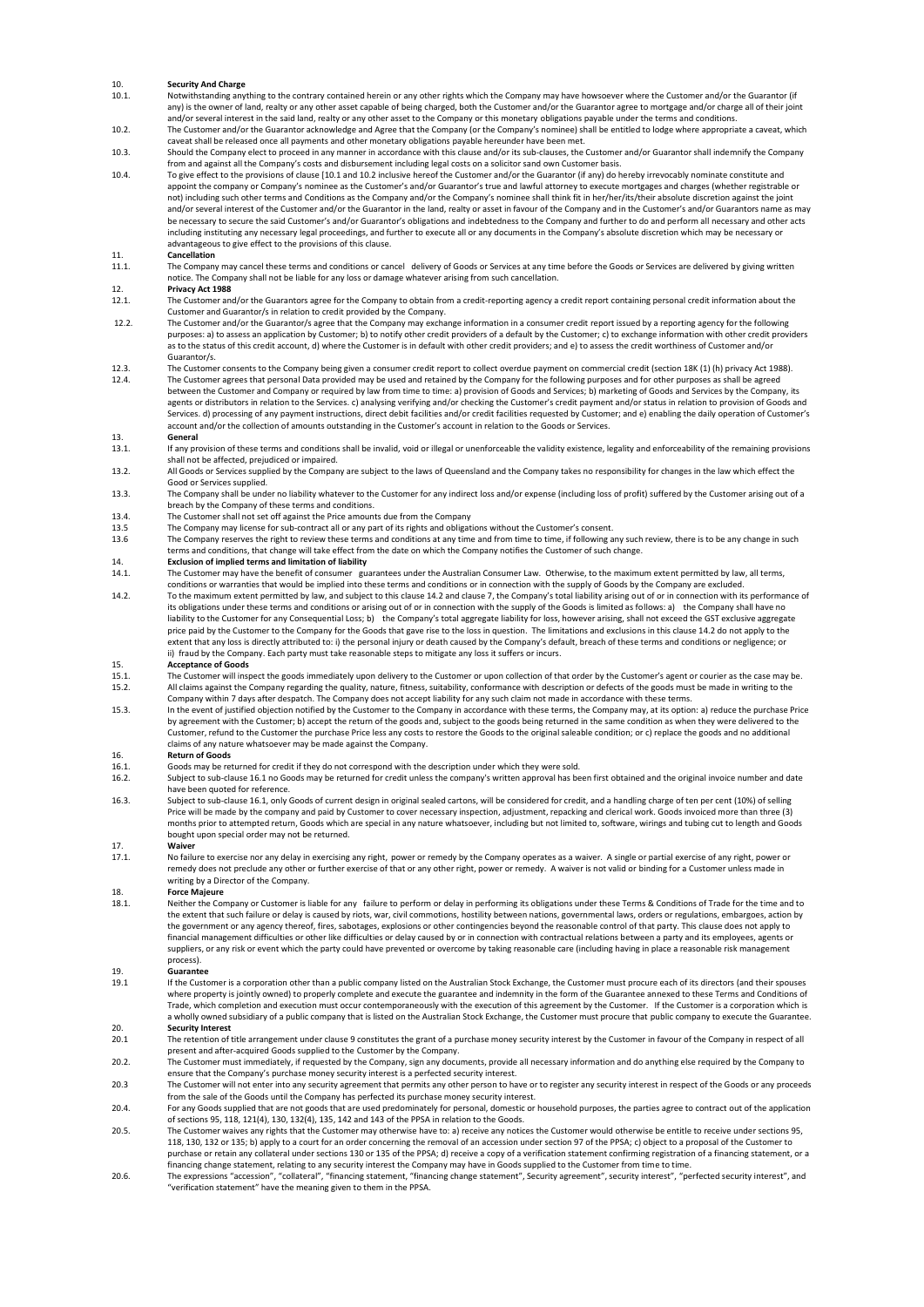## 10. Security And Charge

10.1. Notwithstanding anything to the contrary contained herein or any other rights which the Company may have howsoever where the Customer and/or the Guarantor (if any) is the owner of land, realty or any other asset capable of being charged, both the Customer and/or the Guarantor agree to mortgage and/or charge all of their joint and/or several interest in the said land, realty or any other asset to the Company or this monetary obligations payable under the terms and conditions.

10.2. The Customer and/or the Guarantor acknowledge and Agree that the Company (or the Company's nominee) shall be entitled to lodge where appropriate a caveat, which caveat shall be released once all payments and other monetary obligations payable hereunder have been met.

10.3. Should the Company elect to proceed in any manner in accordance with this clause and/or its sub-clauses, the Customer and/or Guarantor shall indemnify the Company from and against all the Company's costs and disbursement including legal costs on a solicitor sand own Customer basis.

10.4. To give effect to the provisions of clause [10.1 and 10.2 inclusive hereof the Customer and/or the Guarantor (if any) do hereby irrevocably nominate constitute and appoint the company or Company's nominee as the Customer's and/or Guarantor's true and lawful attorney to execute mortgages and charges (whether registrable or not) including such other terms and Conditions as the Company and/or the Company's nominee shall think fit in her/her/its/their absolute discretion against the joint and/or several interest of the Customer and/or the Guarantor in the land, realty or asset in favour of the Company and in the Customer's and/or Guarantors name as may be necessary to secure the said Customer's and/or Guarantor's obligations and indebtedness to the Company and further to do and perform all necessary and other acts including instituting any necessary legal proceedings, and further to execute all or any documents in the Company's absolute discretion which may be necessary or advantageous to give effect to the provisions of this clause.

## 11. Cancellation

11.1. The Company may cancel these terms and conditions or cancel delivery of Goods or Services at any time before the Goods or Services are delivered by giving written notice. The Company shall not be liable for any loss or damage whatever arising from such cancellation.

## 12. Privacy Act 1988

12.1. The Customer and/or the Guarantors agree for the Company to obtain from a credit-reporting agency a credit report containing personal credit information about the Customer and Guarantor/s in relation to credit provided by the Company.

12.2. The Customer and/or the Guarantor/s agree that the Company may exchange information in a consumer credit report issued by a reporting agency for the following purposes: a) to assess an application by Customer; b) to notify other credit providers of a default by the Customer; c) to exchange information with other credit providers as to the status of this credit account, d) where the Customer is in default with other credit providers; and e) to assess the credit worthiness of Customer and/or Guarantor/s.

12.3. The Customer consents to the Company being given a consumer credit report to collect overdue payment on commercial credit (section 18K (1) (h) privacy Act 1988).

12.4. The Customer agrees that personal Data provided may be used and retained by the Company for the following purposes and for other purposes as shall be agreed between the Customer and Company or required by law from time to time: a) provision of Goods and Services; b) marketing of Goods and Services by the Company, its agents or distributors in relation to the Services. c) analysing verifying and/or checking the Customer's credit payment and/or status in relation to provision of Goods and Services. d) processing of any payment instructions, direct debit facilities and/or credit facilities requested by Customer; and e) enabling the daily operation of Customer's account and/or the collection of amounts outstanding in the Customer's account in relation to the Goods or Services.

## 13. General

13.1. If any provision of these terms and conditions shall be invalid, void or illegal or unenforceable the validity existence, legality and enforceability of the remaining provisions shall not be affected, prejudiced or impaired.

13.2. All Goods or Services supplied by the Company are subject to the laws of Queensland and the Company takes no responsibility for changes in the law which effect the Good or Services supplied.

13.3. The Company shall be under no liability whatever to the Customer for any indirect loss and/or expense (including loss of profit) suffered by the Customer arising out of a breach by the Company of these terms and conditions.

13.4. The Customer shall not set off against the Price amounts due from the Company

13.5 The Company may license for sub-contract all or any part of its rights and obligations without the Customer's consent.

13.6 The Company reserves the right to review these terms and conditions at any time and from time to time, if following any such review, there is to be any change in such terms and conditions, that change will take effect from the date on which the Company notifies the Customer of such change.

## 14. Exclusion of implied terms and limitation of liability

14.1. The Customer may have the benefit of consumer guarantees under the Australian Consumer Law. Otherwise, to the maximum extent permitted by law, all terms, conditions or warranties that would be implied into these terms and conditions or in connection with the supply of Goods by the Company are excluded.

14.2. To the maximum extent permitted by law, and subject to this clause 14.2 and clause 7, the Company's total liability arising out of or in connection with its performance of its obligations under these terms and conditions or arising out of or in connection with the supply of the Goods is limited as follows: a) the Company shall have no liability to the Customer for any Consequential Loss; b) the Company's total aggregate liability for loss, however arising, shall not exceed the GST exclusive aggregate price paid by the Customer to the Company for the Goods that gave rise to the loss in question. The limitations and exclusions in this clause 14.2 do not apply to the extent that any loss is directly attributed to: i) the personal injury or death caused by the Company's default, breach of these terms and conditions or negligence; or ii) fraud by the Company. Each party must take reasonable steps to mitigate any loss it suffers or incurs.

## 15. Acceptance of Goods

15.1. The Customer will inspect the goods immediately upon delivery to the Customer or upon collection of that order by the Customer's agent or courier as the case may be.

15.2. All claims against the Company regarding the quality, nature, fitness, suitability, conformance with description or defects of the goods must be made in writing to the Company within 7 days after despatch. The Company does not accept liability for any such claim not made in accordance with these terms.

15.3. In the event of justified objection notified by the Customer to the Company in accordance with these terms, the Company may, at its option: a) reduce the purchase Price by agreement with the Customer; b) accept the return of the goods and, subject to the goods being returned in the same condition as when they were delivered to the Customer, refund to the Customer the purchase Price less any costs to restore the Goods to the original saleable condition; or c) replace the goods and no additional claims of any nature whatsoever may be made against the Company.

## 16. Return of Goods

16.1. Goods may be returned for credit if they do not correspond with the description under which they were sold.

16.2. Subject to sub-clause 16.1 no Goods may be returned for credit unless the company's written approval has been first obtained and the original invoice number and date have been quoted for reference.

16.3. Subject to sub-clause 16.1, only Goods of current design in original sealed cartons, will be considered for credit, and a handling charge of ten per cent (10%) of selling Price will be made by the company and paid by Customer to cover necessary inspection, adjustment, repacking and clerical work. Goods invoiced more than three (3) months prior to attempted return, Goods which are special in any nature whatsoever, including but not limited to, software, wirings and tubing cut to length and Goods bought upon special order may not be returned.

## 17. Waiver

17.1. No failure to exercise nor any delay in exercising any right, power or remedy by the Company operates as a waiver. A single or partial exercise of any right, power or remedy does not preclude any other or further exercise of that or any other right, power or remedy. A waiver is not valid or binding for a Customer unless made in writing by a Director of the Company.

## 18. Force Majeure

18.1. Neither the Company or Customer is liable for any failure to perform or delay in performing its obligations under these Terms & Conditions of Trade for the time and to the extent that such failure or delay is caused by riots, war, civil commotions, hostility between nations, governmental laws, orders or regulations, embargoes, action by the government or any agency thereof, fires, sabotages, explosions or other contingencies beyond the reasonable control of that party. This clause does not apply to financial management difficulties or other like difficulties or delay caused by or in connection with contractual relations between a party and its employees, agents or suppliers, or any risk or event which the party could have prevented or overcome by taking reasonable care (including having in place a reasonable risk management process).

## 19. Guarantee

19.1 If the Customer is a corporation other than a public company listed on the Australian Stock Exchange, the Customer must procure each of its directors (and their spouses where property is jointly owned) to properly complete and execute the guarantee and indemnity in the form of the Guarantee annexed to these Terms and Conditions of Trade, which completion and execution must occur contemporaneously with the execution of this agreement by the Customer. If the Customer is a corporation which is a wholly owned subsidiary of a public company that is listed on the Australian Stock Exchange, the Customer must procure that public company to execute the Guarantee.

## 20. Security Interest

20.1 The retention of title arrangement under clause 9 constitutes the grant of a purchase money security interest by the Customer in favour of the Company in respect of all present and after-acquired Goods supplied to the Customer by the Company.

20.2. The Customer must immediately, if requested by the Company, sign any documents, provide all necessary information and do anything else required by the Company to ensure that the Company's purchase money security interest is a perfected security interest.

20.3 The Customer will not enter into any security agreement that permits any other person to have or to register any security interest in respect of the Goods or any proceeds from the sale of the Goods until the Company has perfected its purchase money security interest.

20.4. For any Goods supplied that are not goods that are used predominately for personal, domestic or household purposes, the parties agree to contract out of the application of sections 95, 118, 121(4), 130, 132(4), 135, 142 and 143 of the PPSA in relation to the Goods.

20.5. The Customer waives any rights that the Customer may otherwise have to: a) receive any notices the Customer would otherwise be entitle to receive under sections 95, 118, 130, 132 or 135; b) apply to a court for an order concerning the removal of an accession under section 97 of the PPSA; c) object to a proposal of the Customer to purchase or retain any collateral under sections 130 or 135 of the PPSA; d) receive a copy of a verification statement confirming registration of a financing statement, or a financing change statement, relating to any security interest the Company may have in Goods supplied to the Customer from time to time.

20.6. The expressions "accession", "collateral", "financing statement", "financing change statement", Security agreement", security interest", "perfected security interest", and "verification statement" have the meaning given to them in the PPSA.